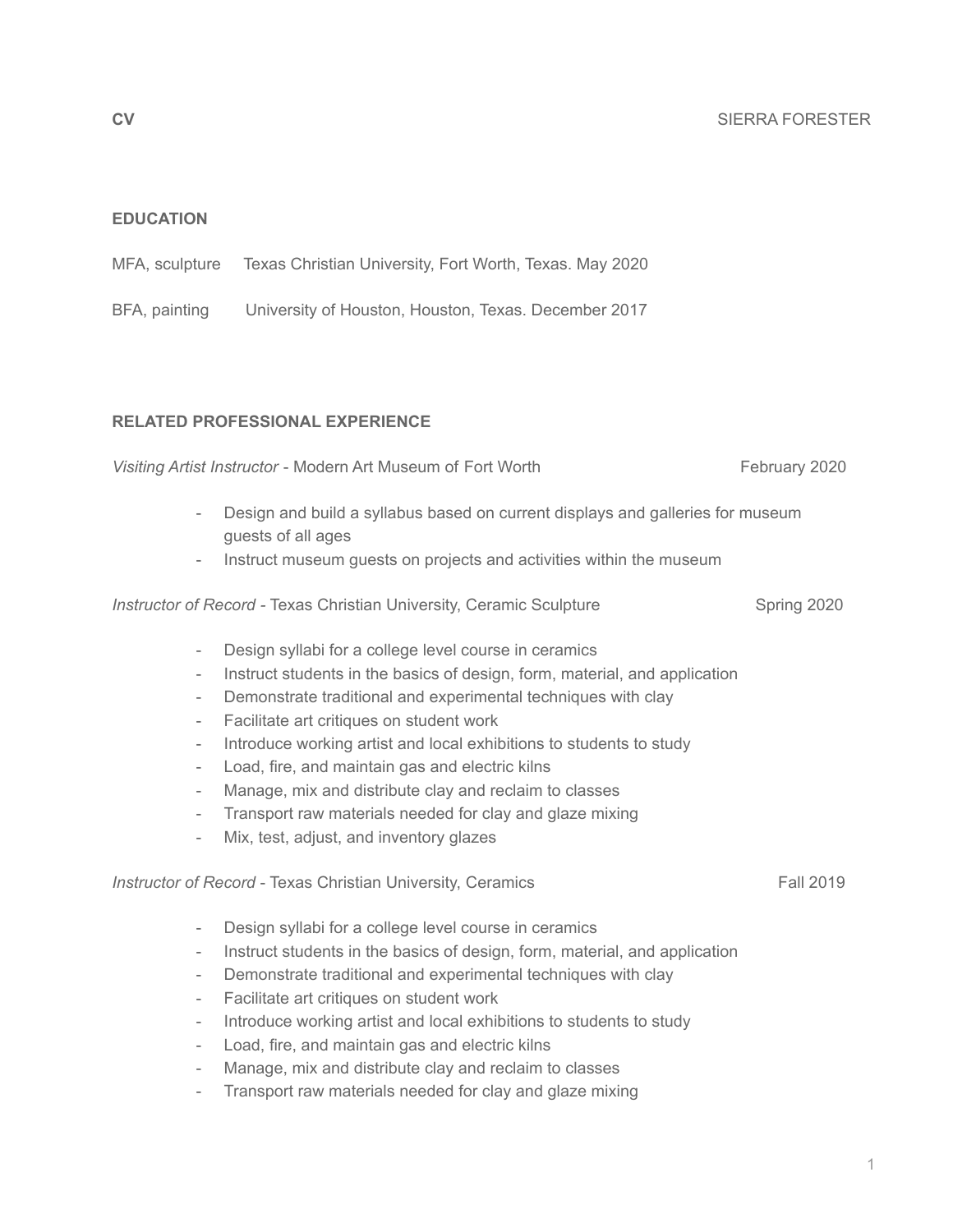**CV** SIERRA FORESTER

## EDUCATION

MFA, sculpture    Texas Christian University, Fort Worth, Texas. May 2020

BFA, painting    University of Houston, Houston, Texas. December 2017

## RELATED PROFESSIONAL EXPERIENCE

*Visiting Artist Instructor* - Modern Art Museum of Fort Worth    February 2020

- Design and build a syllabus based on current displays and galleries for museum guests of all ages
- Instruct museum guests on projects and activities within the museum

*Instructor of Record* - Texas Christian University, Ceramic Sculpture    Spring 2020

- Design syllabi for a college level course in ceramics
- Instruct students in the basics of design, form, material, and application
- Demonstrate traditional and experimental techniques with clay
- Facilitate art critiques on student work
- Introduce working artist and local exhibitions to students to study
- Load, fire, and maintain gas and electric kilns
- Manage, mix and distribute clay and reclaim to classes
- Transport raw materials needed for clay and glaze mixing
- Mix, test, adjust, and inventory glazes

*Instructor of Record* - Texas Christian University, Ceramics    Fall 2019

- Design syllabi for a college level course in ceramics
- Instruct students in the basics of design, form, material, and application
- Demonstrate traditional and experimental techniques with clay
- Facilitate art critiques on student work
- Introduce working artist and local exhibitions to students to study
- Load, fire, and maintain gas and electric kilns
- Manage, mix and distribute clay and reclaim to classes
- Transport raw materials needed for clay and glaze mixing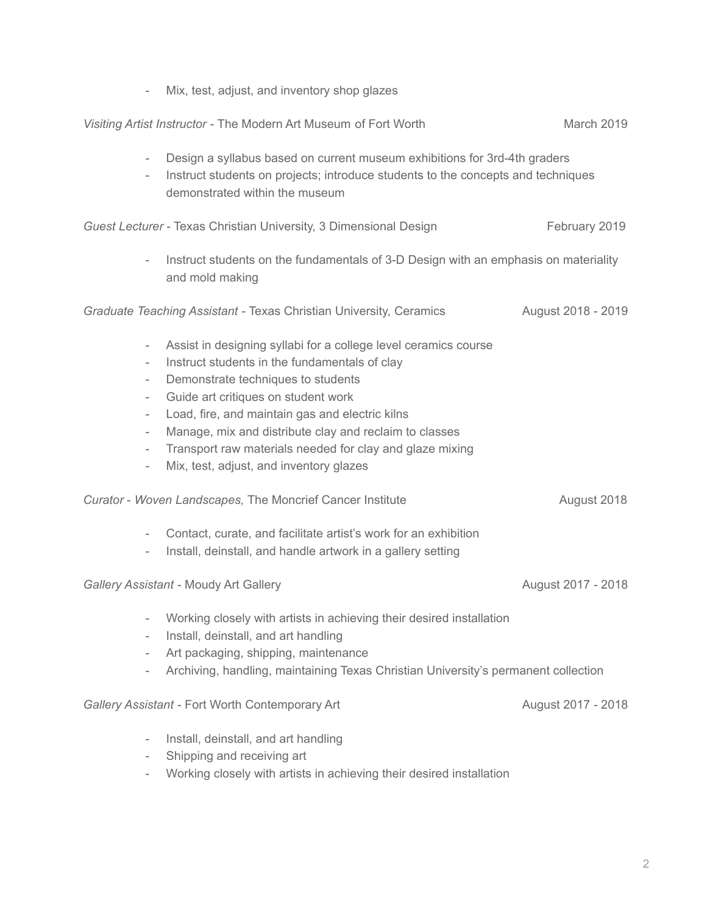- Mix, test, adjust, and inventory shop glazes

*Visiting Artist Instructor* - The Modern Art Museum of Fort Worth — March 2019

- Design a syllabus based on current museum exhibitions for 3rd-4th graders
- Instruct students on projects; introduce students to the concepts and techniques demonstrated within the museum

*Guest Lecturer* - Texas Christian University, 3 Dimensional Design — February 2019

- Instruct students on the fundamentals of 3-D Design with an emphasis on materiality and mold making

*Graduate Teaching Assistant* - Texas Christian University, Ceramics — August 2018 - 2019

- Assist in designing syllabi for a college level ceramics course
- Instruct students in the fundamentals of clay
- Demonstrate techniques to students
- Guide art critiques on student work
- Load, fire, and maintain gas and electric kilns
- Manage, mix and distribute clay and reclaim to classes
- Transport raw materials needed for clay and glaze mixing
- Mix, test, adjust, and inventory glazes

*Curator* - *Woven Landscapes,* The Moncrief Cancer Institute — August 2018

- Contact, curate, and facilitate artist's work for an exhibition
- Install, deinstall, and handle artwork in a gallery setting

*Gallery Assistant* - Moudy Art Gallery — August 2017 - 2018

- Working closely with artists in achieving their desired installation
- Install, deinstall, and art handling
- Art packaging, shipping, maintenance
- Archiving, handling, maintaining Texas Christian University's permanent collection

*Gallery Assistant* - Fort Worth Contemporary Art — August 2017 - 2018

- Install, deinstall, and art handling
- Shipping and receiving art
- Working closely with artists in achieving their desired installation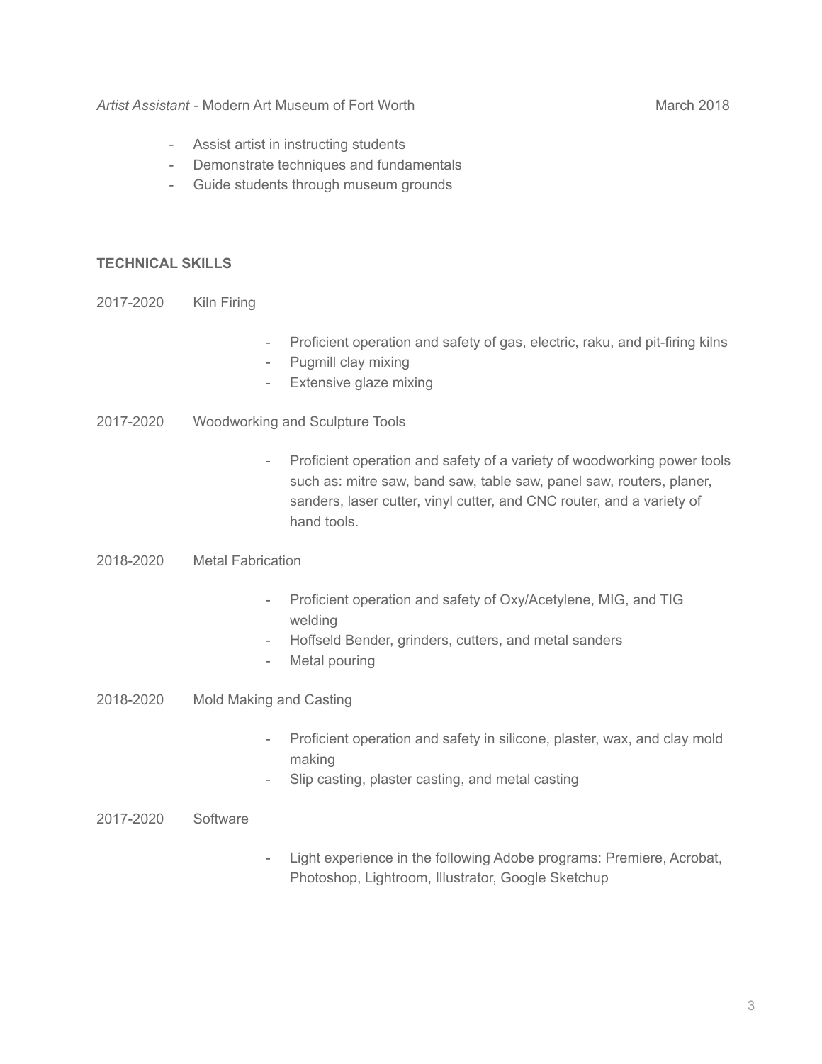*Artist Assistant* - Modern Art Museum of Fort Worth March 2018

- Assist artist in instructing students
- Demonstrate techniques and fundamentals
- Guide students through museum grounds

**TECHNICAL SKILLS**

2017-2020 Kiln Firing

- Proficient operation and safety of gas, electric, raku, and pit-firing kilns
- Pugmill clay mixing
- Extensive glaze mixing

2017-2020 Woodworking and Sculpture Tools

- Proficient operation and safety of a variety of woodworking power tools such as: mitre saw, band saw, table saw, panel saw, routers, planer, sanders, laser cutter, vinyl cutter, and CNC router, and a variety of hand tools.

2018-2020 Metal Fabrication

- Proficient operation and safety of Oxy/Acetylene, MIG, and TIG welding
- Hoffseld Bender, grinders, cutters, and metal sanders
- Metal pouring

2018-2020 Mold Making and Casting

- Proficient operation and safety in silicone, plaster, wax, and clay mold making
- Slip casting, plaster casting, and metal casting

2017-2020 Software

- Light experience in the following Adobe programs: Premiere, Acrobat, Photoshop, Lightroom, Illustrator, Google Sketchup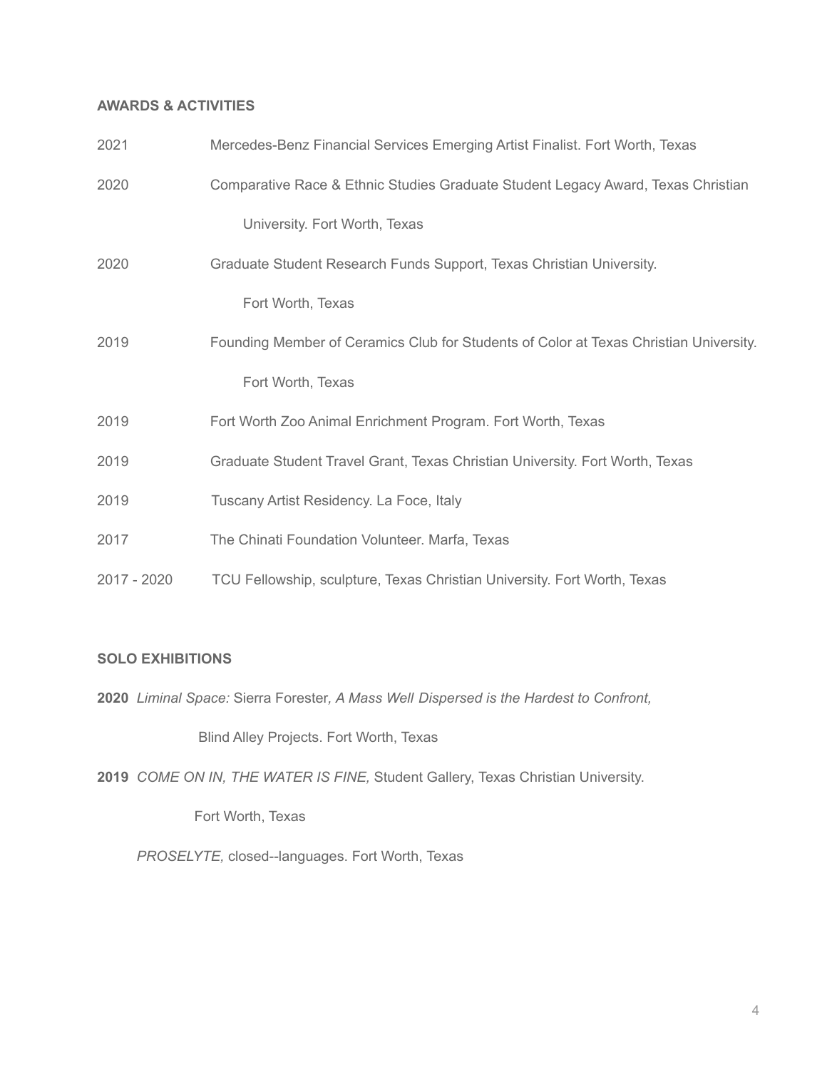**AWARDS & ACTIVITIES**

2021 Mercedes-Benz Financial Services Emerging Artist Finalist. Fort Worth, Texas

2020 Comparative Race & Ethnic Studies Graduate Student Legacy Award, Texas Christian University. Fort Worth, Texas

2020 Graduate Student Research Funds Support, Texas Christian University. Fort Worth, Texas

2019 Founding Member of Ceramics Club for Students of Color at Texas Christian University. Fort Worth, Texas

2019 Fort Worth Zoo Animal Enrichment Program. Fort Worth, Texas

2019 Graduate Student Travel Grant, Texas Christian University. Fort Worth, Texas

2019 Tuscany Artist Residency. La Foce, Italy

2017 The Chinati Foundation Volunteer. Marfa, Texas

2017 - 2020 TCU Fellowship, sculpture, Texas Christian University. Fort Worth, Texas

**SOLO EXHIBITIONS**

**2020** *Liminal Space:* Sierra Forester*, A Mass Well Dispersed is the Hardest to Confront,* Blind Alley Projects. Fort Worth, Texas

**2019** *COME ON IN, THE WATER IS FINE,* Student Gallery, Texas Christian University. Fort Worth, Texas

*PROSELYTE,* closed--languages. Fort Worth, Texas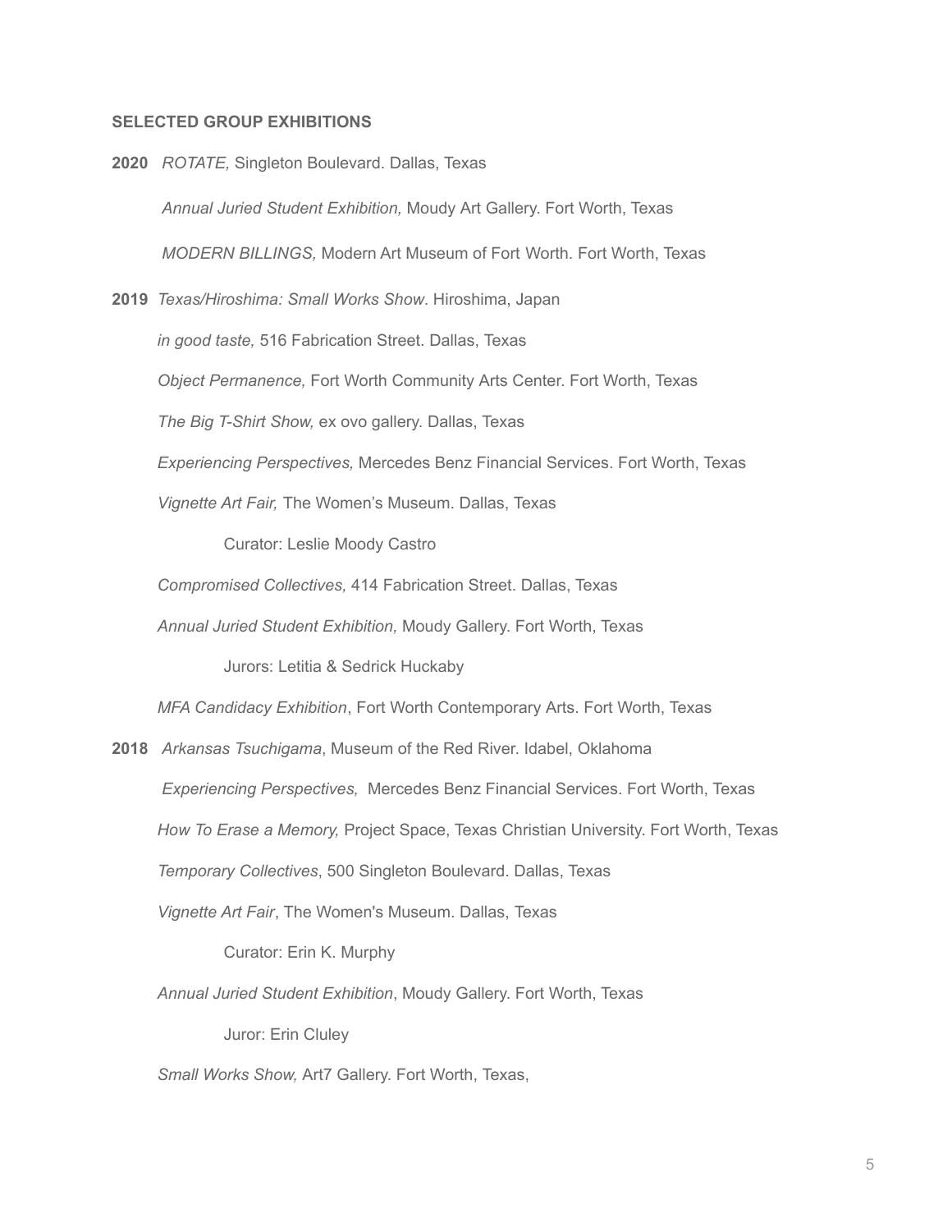**SELECTED GROUP EXHIBITIONS**

**2020** *ROTATE,* Singleton Boulevard. Dallas, Texas

*Annual Juried Student Exhibition,* Moudy Art Gallery. Fort Worth, Texas

*MODERN BILLINGS,* Modern Art Museum of Fort Worth. Fort Worth, Texas

**2019** *Texas/Hiroshima: Small Works Show*. Hiroshima, Japan

*in good taste,* 516 Fabrication Street. Dallas, Texas

*Object Permanence,* Fort Worth Community Arts Center. Fort Worth, Texas

*The Big T-Shirt Show,* ex ovo gallery. Dallas, Texas

*Experiencing Perspectives,* Mercedes Benz Financial Services. Fort Worth, Texas

*Vignette Art Fair,* The Women's Museum. Dallas, Texas

Curator: Leslie Moody Castro

*Compromised Collectives,* 414 Fabrication Street. Dallas, Texas

*Annual Juried Student Exhibition,* Moudy Gallery. Fort Worth, Texas

Jurors: Letitia & Sedrick Huckaby

*MFA Candidacy Exhibition*, Fort Worth Contemporary Arts. Fort Worth, Texas

**2018** *Arkansas Tsuchigama*, Museum of the Red River. Idabel, Oklahoma

*Experiencing Perspectives,* Mercedes Benz Financial Services. Fort Worth, Texas

*How To Erase a Memory,* Project Space, Texas Christian University. Fort Worth, Texas

*Temporary Collectives*, 500 Singleton Boulevard. Dallas, Texas

*Vignette Art Fair*, The Women's Museum. Dallas, Texas

Curator: Erin K. Murphy

*Annual Juried Student Exhibition*, Moudy Gallery. Fort Worth, Texas

Juror: Erin Cluley

*Small Works Show,* Art7 Gallery. Fort Worth, Texas,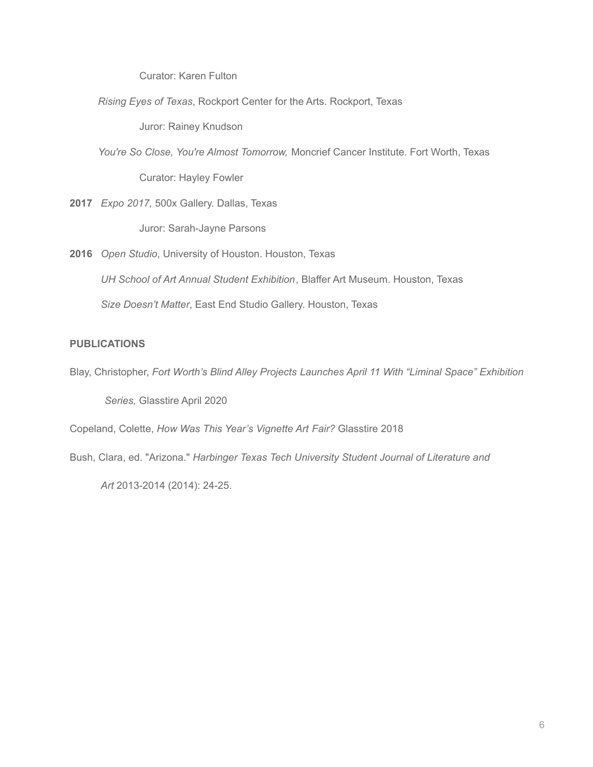Curator: Karen Fulton

*Rising Eyes of Texas*, Rockport Center for the Arts. Rockport, Texas

Juror: Rainey Knudson

*You're So Close, You're Almost Tomorrow,* Moncrief Cancer Institute. Fort Worth, Texas

Curator: Hayley Fowler

**2017** *Expo 2017,* 500x Gallery. Dallas, Texas

Juror: Sarah-Jayne Parsons

**2016** *Open Studio*, University of Houston. Houston, Texas

*UH School of Art Annual Student Exhibition*, Blaffer Art Museum. Houston, Texas

*Size Doesn't Matter*, East End Studio Gallery. Houston, Texas

**PUBLICATIONS**

Blay, Christopher, *Fort Worth's Blind Alley Projects Launches April 11 With "Liminal Space" Exhibition Series,* Glasstire April 2020

Copeland, Colette, *How Was This Year's Vignette Art Fair?* Glasstire 2018

Bush, Clara, ed. "Arizona." *Harbinger Texas Tech University Student Journal of Literature and Art* 2013-2014 (2014): 24-25.